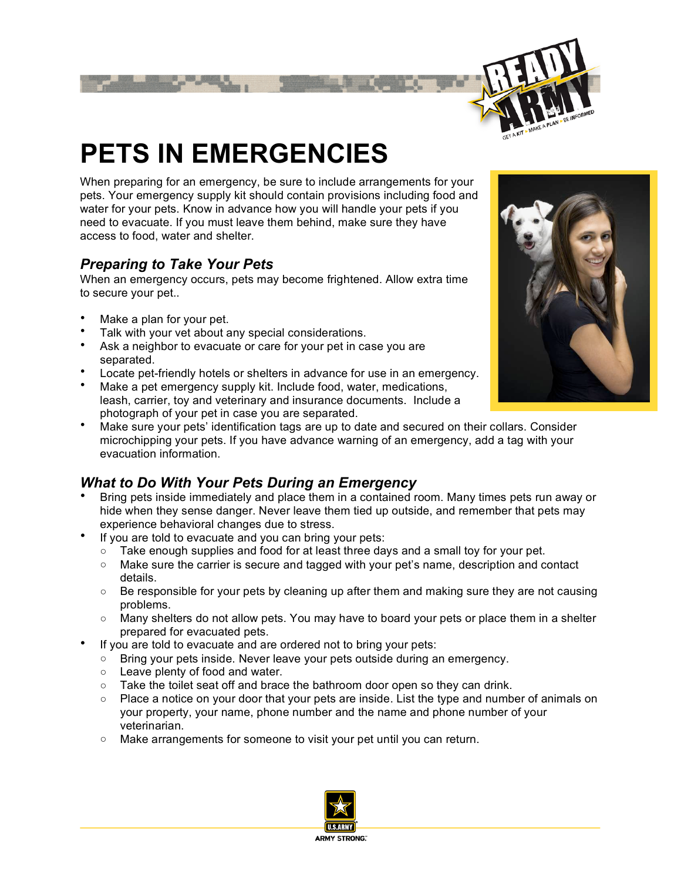# PETS IN EMERGENCIES

When preparing for an emergency, be sure to include arrangements for your pets. Your emergency supply kit should contain provisions including food and water for your pets. Know in advance how you will handle your pets if you need to evacuate. If you must leave them behind, make sure they have access to food, water and shelter.

## *Preparing to Take Your Pets*

When an emergency occurs, pets may become frightened. Allow extra time to secure your pet..

- Make a plan for your pet.
- Talk with your vet about any special considerations.
- Ask a neighbor to evacuate or care for your pet in case you are separated.
- Locate pet-friendly hotels or shelters in advance for use in an emergency.
- Make a pet emergency supply kit. Include food, water, medications, leash, carrier, toy and veterinary and insurance documents. Include a photograph of your pet in case you are separated.
- Make sure your pets' identification tags are up to date and secured on their collars. Consider microchipping your pets. If you have advance warning of an emergency, add a tag with your evacuation information.

## *What to Do With Your Pets During an Emergency*

- Bring pets inside immediately and place them in a contained room. Many times pets run away or hide when they sense danger. Never leave them tied up outside, and remember that pets may experience behavioral changes due to stress.
- If you are told to evacuate and you can bring your pets:
  - Take enough supplies and food for at least three days and a small toy for your pet.
  - Make sure the carrier is secure and tagged with your pet's name, description and contact details.
  - Be responsible for your pets by cleaning up after them and making sure they are not causing problems.
  - Many shelters do not allow pets. You may have to board your pets or place them in a shelter prepared for evacuated pets.
- If you are told to evacuate and are ordered not to bring your pets:
  - Bring your pets inside. Never leave your pets outside during an emergency.
  - Leave plenty of food and water.
  - Take the toilet seat off and brace the bathroom door open so they can drink.
  - Place a notice on your door that your pets are inside. List the type and number of animals on your property, your name, phone number and the name and phone number of your veterinarian.
  - Make arrangements for someone to visit your pet until you can return.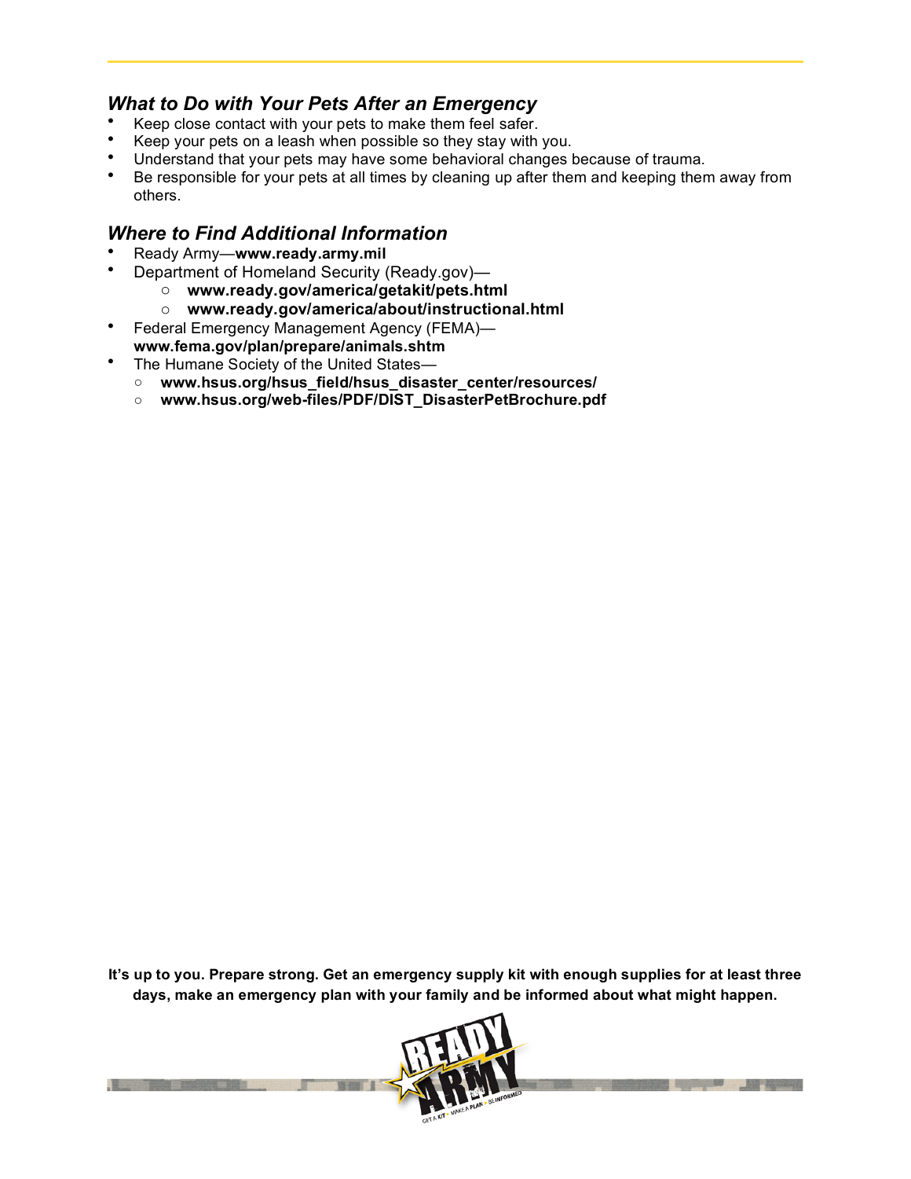### *What to Do with Your Pets After an Emergency*

- Keep close contact with your pets to make them feel safer.
- Keep your pets on a leash when possible so they stay with you.
- Understand that your pets may have some behavioral changes because of trauma.
- Be responsible for your pets at all times by cleaning up after them and keeping them away from others.

### *Where to Find Additional Information*

- Ready Army—**www.ready.army.mil**
- Department of Homeland Security (Ready.gov)—
  - **www.ready.gov/america/getakit/pets.html**
  - **www.ready.gov/america/about/instructional.html**
- Federal Emergency Management Agency (FEMA)—**www.fema.gov/plan/prepare/animals.shtm**
- The Humane Society of the United States—
  - **www.hsus.org/hsus_field/hsus_disaster_center/resources/**
  - **www.hsus.org/web-files/PDF/DIST_DisasterPetBrochure.pdf**

**It's up to you. Prepare strong. Get an emergency supply kit with enough supplies for at least three days, make an emergency plan with your family and be informed about what might happen.**

READY ARMY

GET A KIT • MAKE A PLAN • BE INFORMED